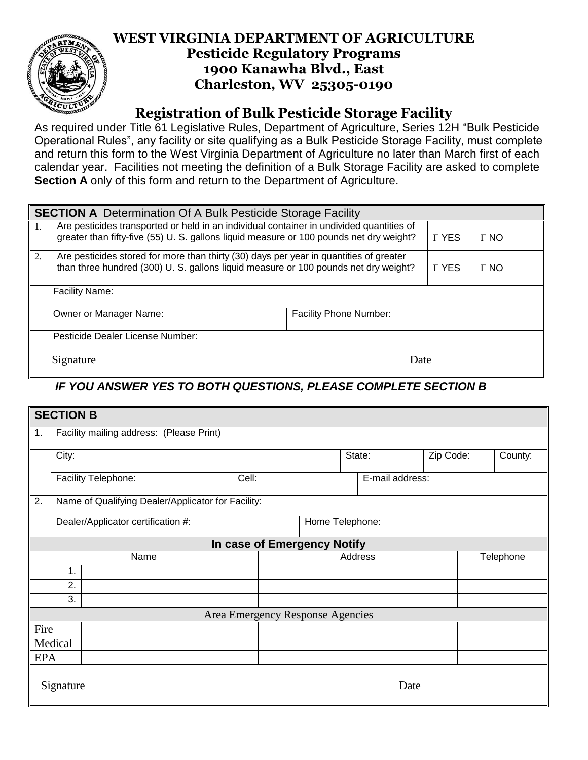# WEST VIRGINIA DEPARTMENT OF AGRICULTURE

## Pesticide Regulatory Programs

**1900 Kanawha Blvd., East**
**Charleston, WV 25305-0190**

## Registration of Bulk Pesticide Storage Facility

As required under Title 61 Legislative Rules, Department of Agriculture, Series 12H "Bulk Pesticide Operational Rules", any facility or site qualifying as a Bulk Pesticide Storage Facility, must complete and return this form to the West Virginia Department of Agriculture no later than March first of each calendar year. Facilities not meeting the definition of a Bulk Storage Facility are asked to complete **Section A** only of this form and return to the Department of Agriculture.

| **SECTION A** Determination Of A Bulk Pesticide Storage Facility | | | |
|---|---|---|---|
| 1. | Are pesticides transported or held in an individual container in undivided quantities of greater than fifty-five (55) U. S. gallons liquid measure or 100 pounds net dry weight? | Γ YES | Γ NO |
| 2. | Are pesticides stored for more than thirty (30) days per year in quantities of greater than three hundred (300) U. S. gallons liquid measure or 100 pounds net dry weight? | Γ YES | Γ NO |
| | Facility Name: | | |
| | Owner or Manager Name: | Facility Phone Number: | |
| | Pesticide Dealer License Number: | | |
| | Signature\_\_\_\_\_\_\_\_\_\_\_\_\_\_\_\_\_\_\_\_\_\_\_\_\_\_\_\_\_\_ | Date \_\_\_\_\_\_\_\_\_\_ | |

***IF YOU ANSWER YES TO BOTH QUESTIONS, PLEASE COMPLETE SECTION B***

| **SECTION B** | | | | | | |
|---|---|---|---|---|---|---|
| 1. | Facility mailing address: (Please Print) | | | | | |
| | City: | | State: | | Zip Code: | County: |
| | Facility Telephone: | Cell: | | E-mail address: | | |
| 2. | Name of Qualifying Dealer/Applicator for Facility: | | | | | |
| | Dealer/Applicator certification #: | | Home Telephone: | | | |

| **In case of Emergency Notify** | | | |
|---|---|---|---|
| | Name | Address | Telephone |
| 1. | | | |
| 2. | | | |
| 3. | | | |
| **Area Emergency Response Agencies** | | | |
| Fire | | | |
| Medical | | | |
| EPA | | | |

Signature\_\_\_\_\_\_\_\_\_\_\_\_\_\_\_\_\_\_\_\_\_\_\_\_\_\_\_\_\_\_ Date \_\_\_\_\_\_\_\_\_\_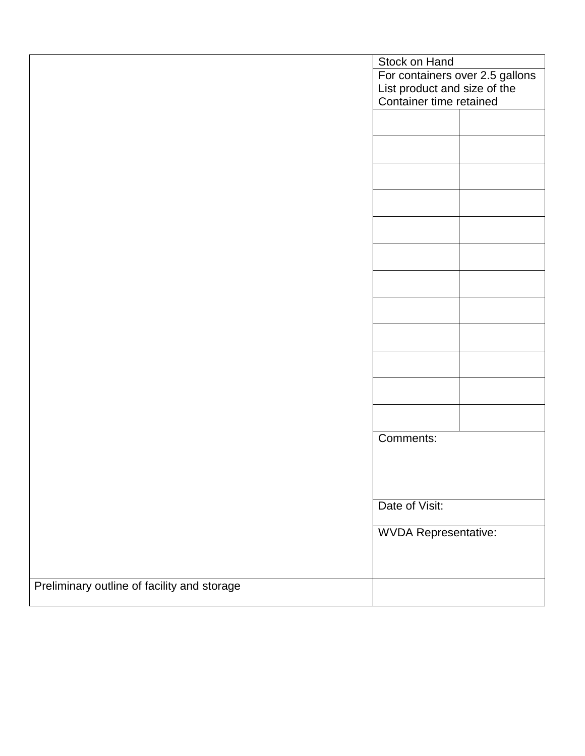| | | |
|---|---|---|
| | Stock on Hand | |
| | For containers over 2.5 gallons List product and size of the Container time retained | |
| | | |
| | | |
| | | |
| | | |
| | | |
| | | |
| | | |
| | | |
| | | |
| | | |
| | | |
| | | |
| | Comments: | |
| | Date of Visit: | |
| | WVDA Representative: | |
| Preliminary outline of facility and storage | | |